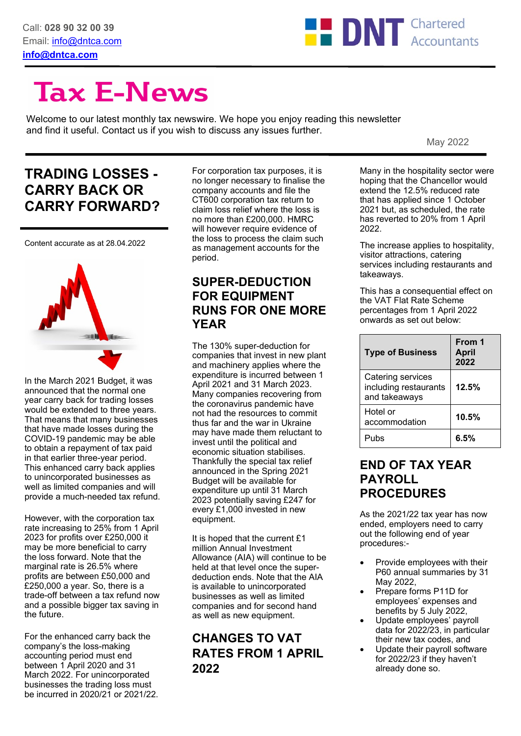Call: **028 90 32 00 39**
Email: info@dntca.com
**info@dntca.com**

DNT Chartered Accountants

# Tax E-News

Welcome to our latest monthly tax newswire. We hope you enjoy reading this newsletter and find it useful. Contact us if you wish to discuss any issues further.

May 2022

## TRADING LOSSES - CARRY BACK OR CARRY FORWARD?

Content accurate as at 28.04.2022

In the March 2021 Budget, it was announced that the normal one year carry back for trading losses would be extended to three years. That means that many businesses that have made losses during the COVID-19 pandemic may be able to obtain a repayment of tax paid in that earlier three-year period. This enhanced carry back applies to unincorporated businesses as well as limited companies and will provide a much-needed tax refund.

However, with the corporation tax rate increasing to 25% from 1 April 2023 for profits over £250,000 it may be more beneficial to carry the loss forward. Note that the marginal rate is 26.5% where profits are between £50,000 and £250,000 a year. So, there is a trade-off between a tax refund now and a possible bigger tax saving in the future.

For the enhanced carry back the company's the loss-making accounting period must end between 1 April 2020 and 31 March 2022. For unincorporated businesses the trading loss must be incurred in 2020/21 or 2021/22.

For corporation tax purposes, it is no longer necessary to finalise the company accounts and file the CT600 corporation tax return to claim loss relief where the loss is no more than £200,000. HMRC will however require evidence of the loss to process the claim such as management accounts for the period.

## SUPER-DEDUCTION FOR EQUIPMENT RUNS FOR ONE MORE YEAR

The 130% super-deduction for companies that invest in new plant and machinery applies where the expenditure is incurred between 1 April 2021 and 31 March 2023. Many companies recovering from the coronavirus pandemic have not had the resources to commit thus far and the war in Ukraine may have made them reluctant to invest until the political and economic situation stabilises. Thankfully the special tax relief announced in the Spring 2021 Budget will be available for expenditure up until 31 March 2023 potentially saving £247 for every £1,000 invested in new equipment.

It is hoped that the current £1 million Annual Investment Allowance (AIA) will continue to be held at that level once the super-deduction ends. Note that the AIA is available to unincorporated businesses as well as limited companies and for second hand as well as new equipment.

## CHANGES TO VAT RATES FROM 1 APRIL 2022

Many in the hospitality sector were hoping that the Chancellor would extend the 12.5% reduced rate that has applied since 1 October 2021 but, as scheduled, the rate has reverted to 20% from 1 April 2022.

The increase applies to hospitality, visitor attractions, catering services including restaurants and takeaways.

This has a consequential effect on the VAT Flat Rate Scheme percentages from 1 April 2022 onwards as set out below:

| Type of Business | From 1 April 2022 |
|---|---|
| Catering services including restaurants and takeaways | 12.5% |
| Hotel or accommodation | 10.5% |
| Pubs | 6.5% |

## END OF TAX YEAR PAYROLL PROCEDURES

As the 2021/22 tax year has now ended, employers need to carry out the following end of year procedures:-

- Provide employees with their P60 annual summaries by 31 May 2022,
- Prepare forms P11D for employees' expenses and benefits by 5 July 2022,
- Update employees' payroll data for 2022/23, in particular their new tax codes, and
- Update their payroll software for 2022/23 if they haven't already done so.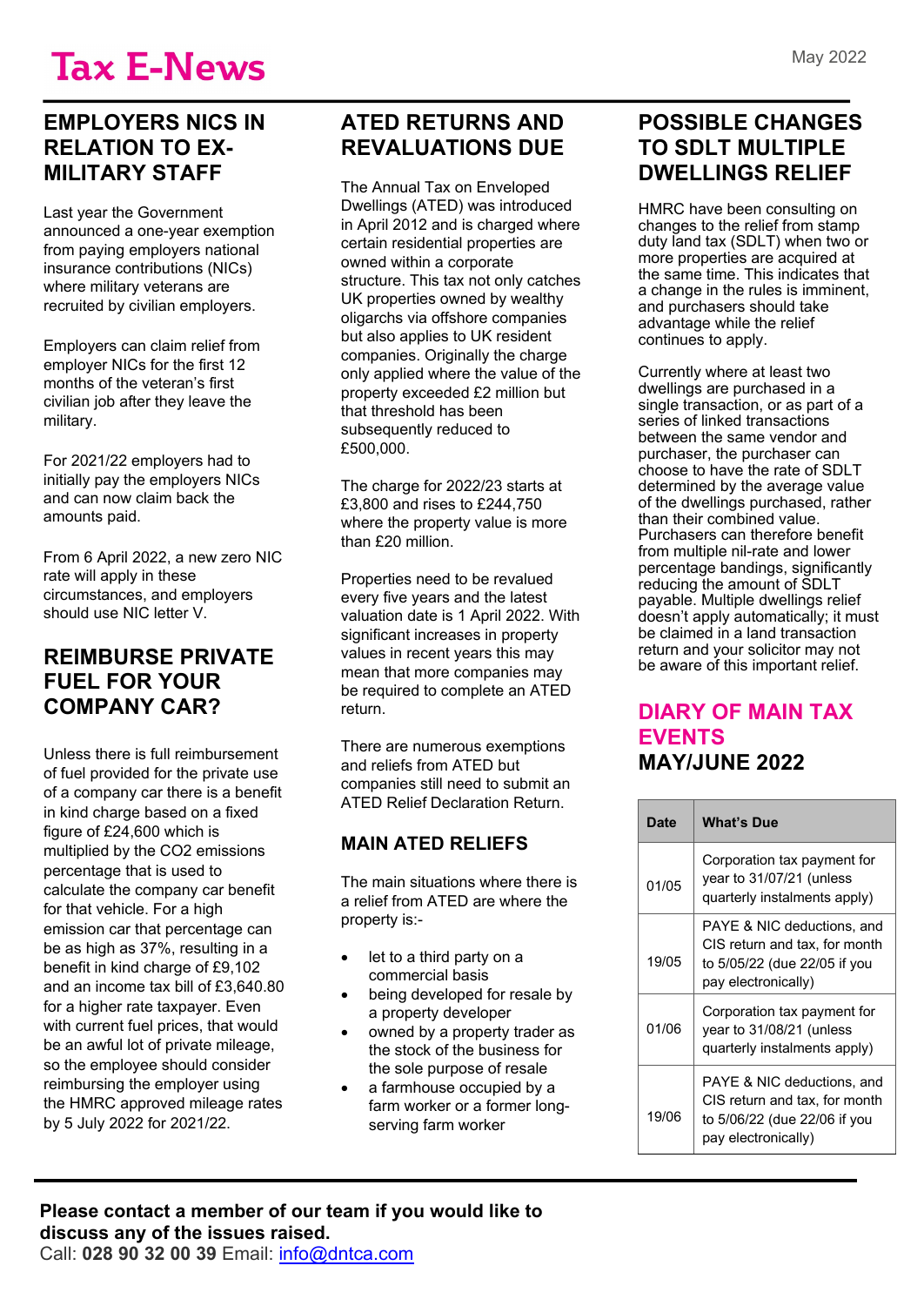# Tax E-News

May 2022

## EMPLOYERS NICS IN RELATION TO EX-MILITARY STAFF

Last year the Government announced a one-year exemption from paying employers national insurance contributions (NICs) where military veterans are recruited by civilian employers.

Employers can claim relief from employer NICs for the first 12 months of the veteran's first civilian job after they leave the military.

For 2021/22 employers had to initially pay the employers NICs and can now claim back the amounts paid.

From 6 April 2022, a new zero NIC rate will apply in these circumstances, and employers should use NIC letter V.

## REIMBURSE PRIVATE FUEL FOR YOUR COMPANY CAR?

Unless there is full reimbursement of fuel provided for the private use of a company car there is a benefit in kind charge based on a fixed figure of £24,600 which is multiplied by the CO2 emissions percentage that is used to calculate the company car benefit for that vehicle. For a high emission car that percentage can be as high as 37%, resulting in a benefit in kind charge of £9,102 and an income tax bill of £3,640.80 for a higher rate taxpayer. Even with current fuel prices, that would be an awful lot of private mileage, so the employee should consider reimbursing the employer using the HMRC approved mileage rates by 5 July 2022 for 2021/22.

## ATED RETURNS AND REVALUATIONS DUE

The Annual Tax on Enveloped Dwellings (ATED) was introduced in April 2012 and is charged where certain residential properties are owned within a corporate structure. This tax not only catches UK properties owned by wealthy oligarchs via offshore companies but also applies to UK resident companies. Originally the charge only applied where the value of the property exceeded £2 million but that threshold has been subsequently reduced to £500,000.

The charge for 2022/23 starts at £3,800 and rises to £244,750 where the property value is more than £20 million.

Properties need to be revalued every five years and the latest valuation date is 1 April 2022. With significant increases in property values in recent years this may mean that more companies may be required to complete an ATED return.

There are numerous exemptions and reliefs from ATED but companies still need to submit an ATED Relief Declaration Return.

### MAIN ATED RELIEFS

The main situations where there is a relief from ATED are where the property is:-

- let to a third party on a commercial basis
- being developed for resale by a property developer
- owned by a property trader as the stock of the business for the sole purpose of resale
- a farmhouse occupied by a farm worker or a former long-serving farm worker

## POSSIBLE CHANGES TO SDLT MULTIPLE DWELLINGS RELIEF

HMRC have been consulting on changes to the relief from stamp duty land tax (SDLT) when two or more properties are acquired at the same time. This indicates that a change in the rules is imminent, and purchasers should take advantage while the relief continues to apply.

Currently where at least two dwellings are purchased in a single transaction, or as part of a series of linked transactions between the same vendor and purchaser, the purchaser can choose to have the rate of SDLT determined by the average value of the dwellings purchased, rather than their combined value. Purchasers can therefore benefit from multiple nil-rate and lower percentage bandings, significantly reducing the amount of SDLT payable. Multiple dwellings relief doesn't apply automatically; it must be claimed in a land transaction return and your solicitor may not be aware of this important relief.

## DIARY OF MAIN TAX EVENTS MAY/JUNE 2022

| Date | What's Due |
|---|---|
| 01/05 | Corporation tax payment for year to 31/07/21 (unless quarterly instalments apply) |
| 19/05 | PAYE & NIC deductions, and CIS return and tax, for month to 5/05/22 (due 22/05 if you pay electronically) |
| 01/06 | Corporation tax payment for year to 31/08/21 (unless quarterly instalments apply) |
| 19/06 | PAYE & NIC deductions, and CIS return and tax, for month to 5/06/22 (due 22/06 if you pay electronically) |

**Please contact a member of our team if you would like to discuss any of the issues raised.**

Call: **028 90 32 00 39** Email: info@dntca.com